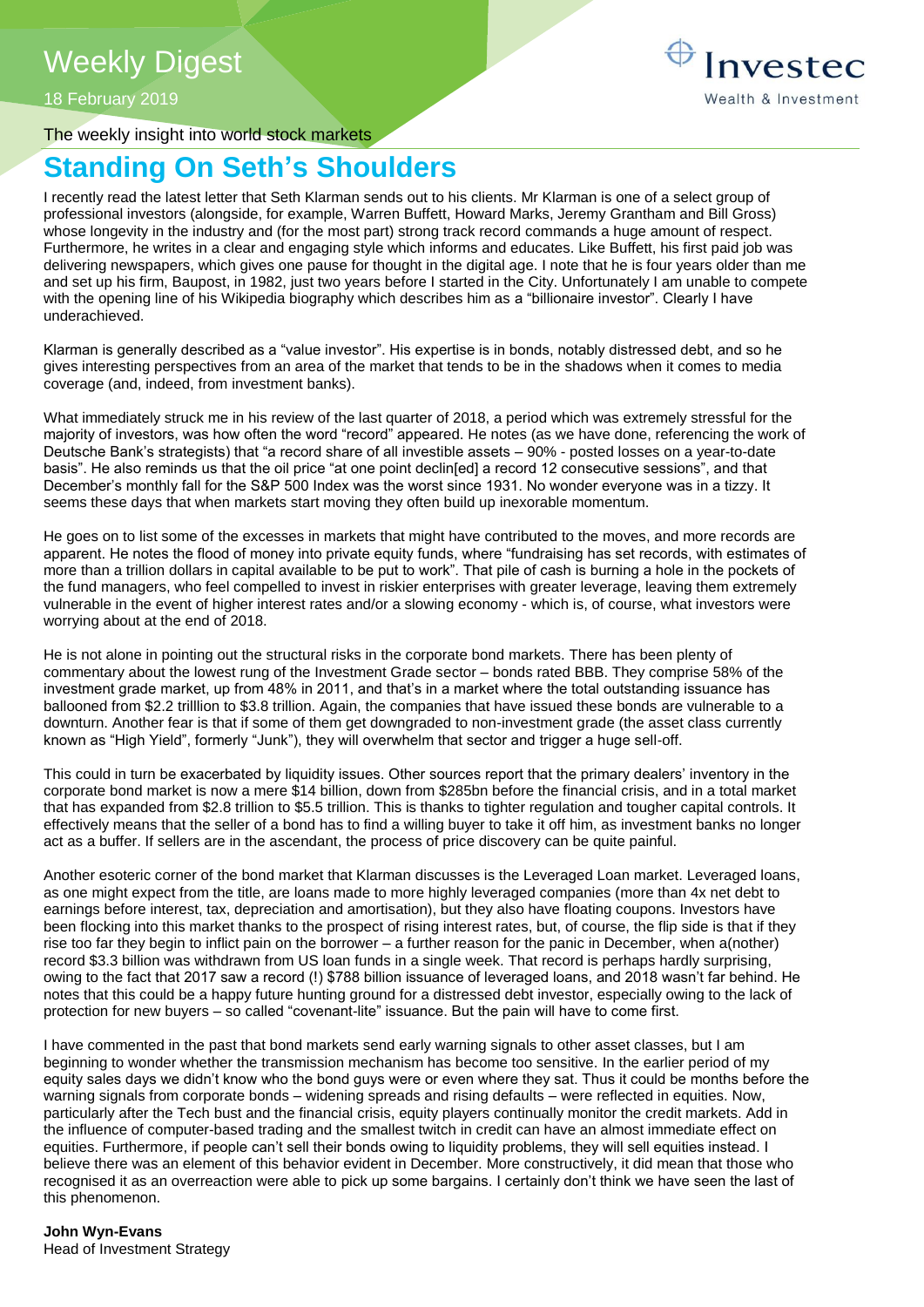# Weekly Digest

18 February 2019

The weekly insight into world stock markets

## Standing On Seth's Shoulders

I recently read the latest letter that Seth Klarman sends out to his clients. Mr Klarman is one of a select group of professional investors (alongside, for example, Warren Buffett, Howard Marks, Jeremy Grantham and Bill Gross) whose longevity in the industry and (for the most part) strong track record commands a huge amount of respect. Furthermore, he writes in a clear and engaging style which informs and educates. Like Buffett, his first paid job was delivering newspapers, which gives one pause for thought in the digital age. I note that he is four years older than me and set up his firm, Baupost, in 1982, just two years before I started in the City. Unfortunately I am unable to compete with the opening line of his Wikipedia biography which describes him as a "billionaire investor". Clearly I have underachieved.

Klarman is generally described as a "value investor". His expertise is in bonds, notably distressed debt, and so he gives interesting perspectives from an area of the market that tends to be in the shadows when it comes to media coverage (and, indeed, from investment banks).

What immediately struck me in his review of the last quarter of 2018, a period which was extremely stressful for the majority of investors, was how often the word "record" appeared. He notes (as we have done, referencing the work of Deutsche Bank's strategists) that "a record share of all investible assets – 90% - posted losses on a year-to-date basis". He also reminds us that the oil price "at one point declin[ed] a record 12 consecutive sessions", and that December's monthly fall for the S&P 500 Index was the worst since 1931. No wonder everyone was in a tizzy. It seems these days that when markets start moving they often build up inexorable momentum.

He goes on to list some of the excesses in markets that might have contributed to the moves, and more records are apparent. He notes the flood of money into private equity funds, where "fundraising has set records, with estimates of more than a trillion dollars in capital available to be put to work". That pile of cash is burning a hole in the pockets of the fund managers, who feel compelled to invest in riskier enterprises with greater leverage, leaving them extremely vulnerable in the event of higher interest rates and/or a slowing economy - which is, of course, what investors were worrying about at the end of 2018.

He is not alone in pointing out the structural risks in the corporate bond markets. There has been plenty of commentary about the lowest rung of the Investment Grade sector – bonds rated BBB. They comprise 58% of the investment grade market, up from 48% in 2011, and that's in a market where the total outstanding issuance has ballooned from $2.2 trilllion to $3.8 trillion. Again, the companies that have issued these bonds are vulnerable to a downturn. Another fear is that if some of them get downgraded to non-investment grade (the asset class currently known as "High Yield", formerly "Junk"), they will overwhelm that sector and trigger a huge sell-off.

This could in turn be exacerbated by liquidity issues. Other sources report that the primary dealers' inventory in the corporate bond market is now a mere $14 billion, down from $285bn before the financial crisis, and in a total market that has expanded from $2.8 trillion to $5.5 trillion. This is thanks to tighter regulation and tougher capital controls. It effectively means that the seller of a bond has to find a willing buyer to take it off him, as investment banks no longer act as a buffer. If sellers are in the ascendant, the process of price discovery can be quite painful.

Another esoteric corner of the bond market that Klarman discusses is the Leveraged Loan market. Leveraged loans, as one might expect from the title, are loans made to more highly leveraged companies (more than 4x net debt to earnings before interest, tax, depreciation and amortisation), but they also have floating coupons. Investors have been flocking into this market thanks to the prospect of rising interest rates, but, of course, the flip side is that if they rise too far they begin to inflict pain on the borrower – a further reason for the panic in December, when a(nother) record $3.3 billion was withdrawn from US loan funds in a single week. That record is perhaps hardly surprising, owing to the fact that 2017 saw a record (!) $788 billion issuance of leveraged loans, and 2018 wasn't far behind. He notes that this could be a happy future hunting ground for a distressed debt investor, especially owing to the lack of protection for new buyers – so called "covenant-lite" issuance. But the pain will have to come first.

I have commented in the past that bond markets send early warning signals to other asset classes, but I am beginning to wonder whether the transmission mechanism has become too sensitive. In the earlier period of my equity sales days we didn't know who the bond guys were or even where they sat. Thus it could be months before the warning signals from corporate bonds – widening spreads and rising defaults – were reflected in equities. Now, particularly after the Tech bust and the financial crisis, equity players continually monitor the credit markets. Add in the influence of computer-based trading and the smallest twitch in credit can have an almost immediate effect on equities. Furthermore, if people can't sell their bonds owing to liquidity problems, they will sell equities instead. I believe there was an element of this behavior evident in December. More constructively, it did mean that those who recognised it as an overreaction were able to pick up some bargains. I certainly don't think we have seen the last of this phenomenon.

**John Wyn-Evans**
Head of Investment Strategy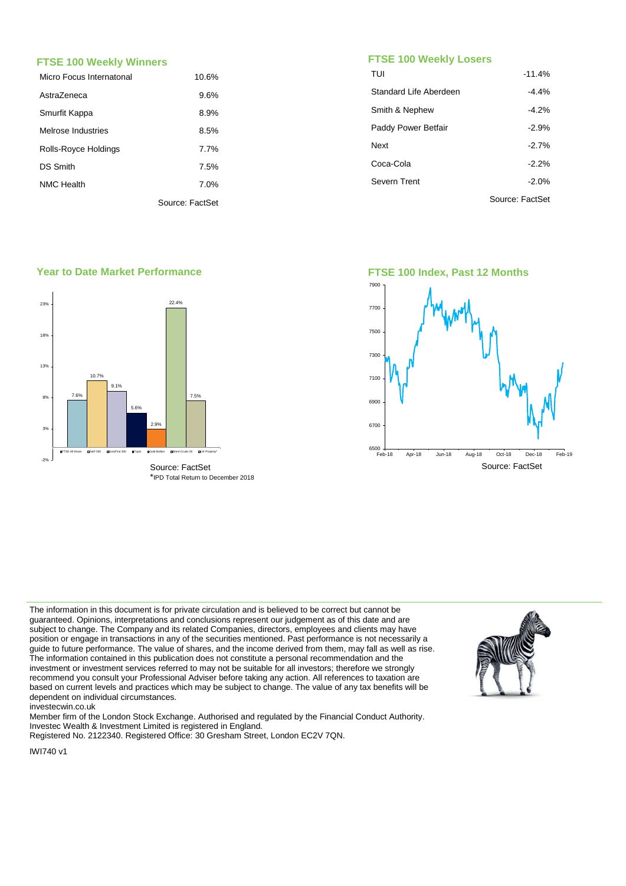## FTSE 100 Weekly Winners

| | |
|---|---|
| Micro Focus Internatonal | 10.6% |
| AstraZeneca | 9.6% |
| Smurfit Kappa | 8.9% |
| Melrose Industries | 8.5% |
| Rolls-Royce Holdings | 7.7% |
| DS Smith | 7.5% |
| NMC Health | 7.0% |

Source: FactSet

## FTSE 100 Weekly Losers

| | |
|---|---|
| TUI | -11.4% |
| Standard Life Aberdeen | -4.4% |
| Smith & Nephew | -4.2% |
| Paddy Power Betfair | -2.9% |
| Next | -2.7% |
| Coca-Cola | -2.2% |
| Severn Trent | -2.0% |

Source: FactSet

## Year to Date Market Performance

23%
18%
13%
8%
3%
-2%

7.6%
10.7%
9.1%
5.6%
2.9%
22.4%
7.5%

FTSE All Share
S&P 500
EuroFirst 300
Topix
Gold Bullion
Brent Crude Oil
UK Property*

Source: FactSet

*IPD Total Return to December 2018

## FTSE 100 Index, Past 12 Months

7900
7700
7500
7300
7100
6900
6700
6500

Feb-18
Apr-18
Jun-18
Aug-18
Oct-18
Dec-18
Feb-19

Source: FactSet

The information in this document is for private circulation and is believed to be correct but cannot be guaranteed. Opinions, interpretations and conclusions represent our judgement as of this date and are subject to change. The Company and its related Companies, directors, employees and clients may have position or engage in transactions in any of the securities mentioned. Past performance is not necessarily a guide to future performance. The value of shares, and the income derived from them, may fall as well as rise. The information contained in this publication does not constitute a personal recommendation and the investment or investment services referred to may not be suitable for all investors; therefore we strongly recommend you consult your Professional Adviser before taking any action. All references to taxation are based on current levels and practices which may be subject to change. The value of any tax benefits will be dependent on individual circumstances.

investecwin.co.uk

Member firm of the London Stock Exchange. Authorised and regulated by the Financial Conduct Authority.
Investec Wealth & Investment Limited is registered in England.
Registered No. 2122340. Registered Office: 30 Gresham Street, London EC2V 7QN.

IWI740 v1